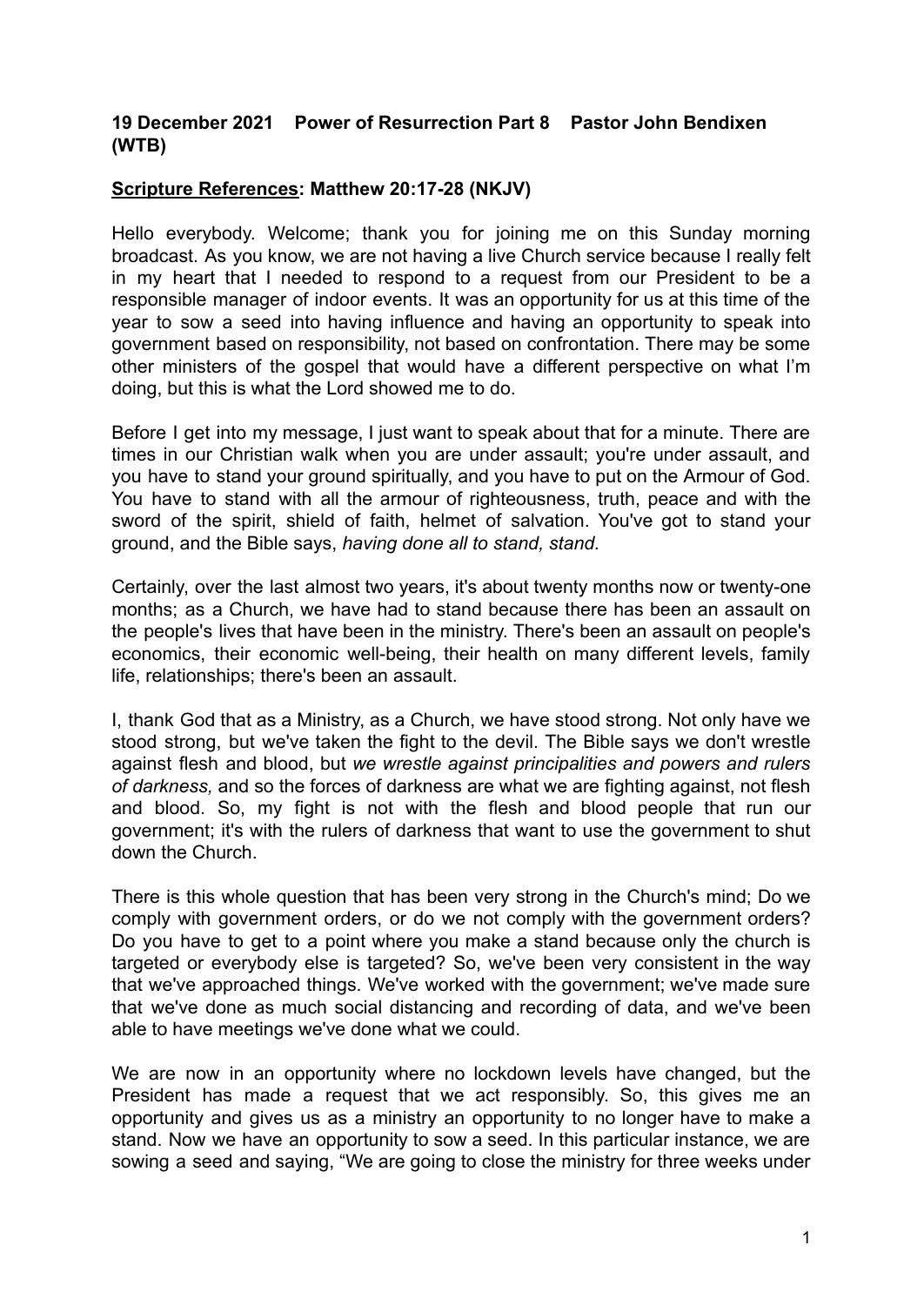**19 December 2021 Power of Resurrection Part 8 Pastor John Bendixen (WTB)**

**<u>Scripture References</u>: Matthew 20:17-28 (NKJV)**

Hello everybody. Welcome; thank you for joining me on this Sunday morning broadcast. As you know, we are not having a live Church service because I really felt in my heart that I needed to respond to a request from our President to be a responsible manager of indoor events. It was an opportunity for us at this time of the year to sow a seed into having influence and having an opportunity to speak into government based on responsibility, not based on confrontation. There may be some other ministers of the gospel that would have a different perspective on what I'm doing, but this is what the Lord showed me to do.

Before I get into my message, I just want to speak about that for a minute. There are times in our Christian walk when you are under assault; you're under assault, and you have to stand your ground spiritually, and you have to put on the Armour of God. You have to stand with all the armour of righteousness, truth, peace and with the sword of the spirit, shield of faith, helmet of salvation. You've got to stand your ground, and the Bible says, *having done all to stand, stand.*

Certainly, over the last almost two years, it's about twenty months now or twenty-one months; as a Church, we have had to stand because there has been an assault on the people's lives that have been in the ministry. There's been an assault on people's economics, their economic well-being, their health on many different levels, family life, relationships; there's been an assault.

I, thank God that as a Ministry, as a Church, we have stood strong. Not only have we stood strong, but we've taken the fight to the devil. The Bible says we don't wrestle against flesh and blood, but *we wrestle against principalities and powers and rulers of darkness,* and so the forces of darkness are what we are fighting against, not flesh and blood. So, my fight is not with the flesh and blood people that run our government; it's with the rulers of darkness that want to use the government to shut down the Church.

There is this whole question that has been very strong in the Church's mind; Do we comply with government orders, or do we not comply with the government orders? Do you have to get to a point where you make a stand because only the church is targeted or everybody else is targeted? So, we've been very consistent in the way that we've approached things. We've worked with the government; we've made sure that we've done as much social distancing and recording of data, and we've been able to have meetings we've done what we could.

We are now in an opportunity where no lockdown levels have changed, but the President has made a request that we act responsibly. So, this gives me an opportunity and gives us as a ministry an opportunity to no longer have to make a stand. Now we have an opportunity to sow a seed. In this particular instance, we are sowing a seed and saying, "We are going to close the ministry for three weeks under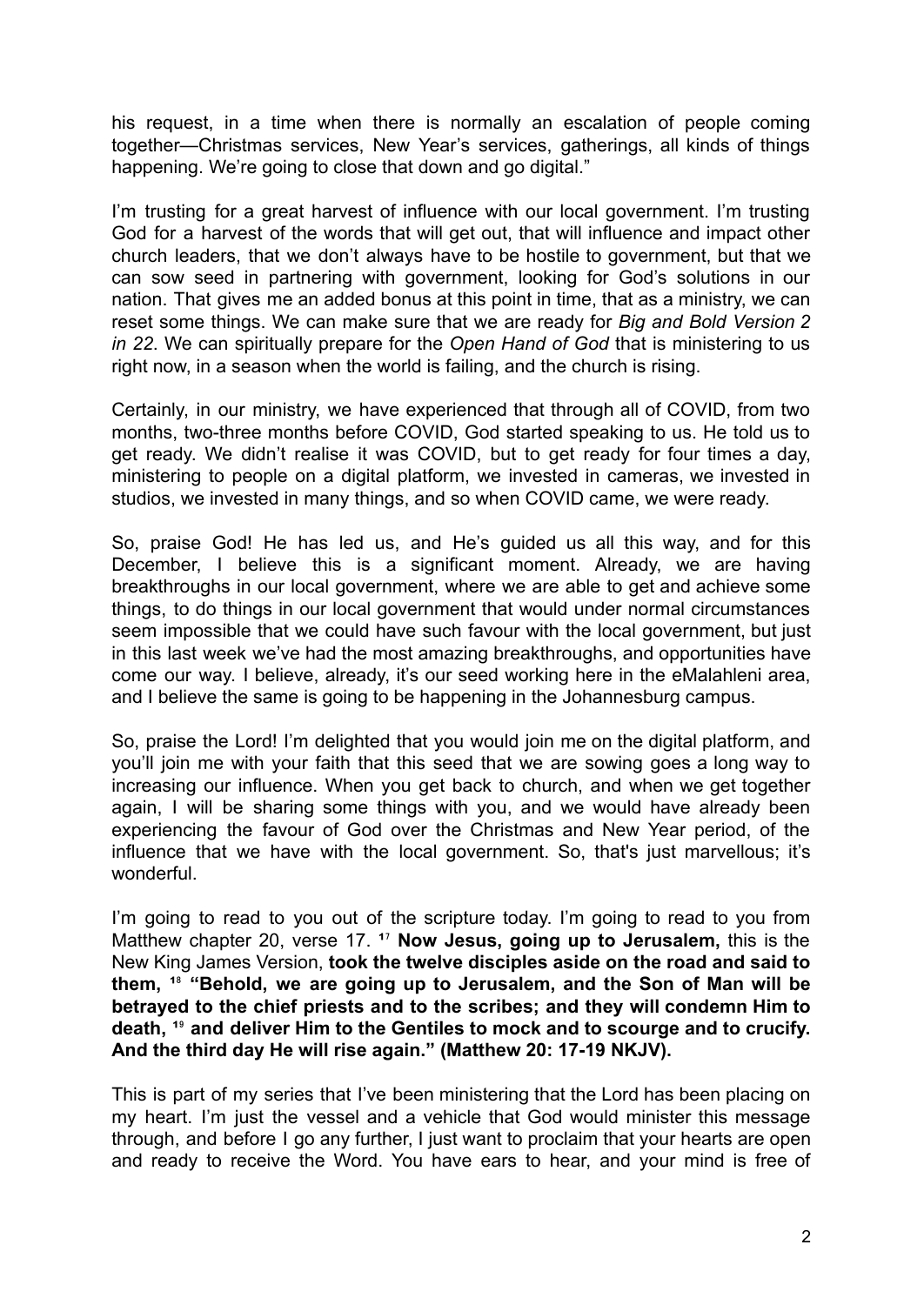his request, in a time when there is normally an escalation of people coming together—Christmas services, New Year's services, gatherings, all kinds of things happening. We're going to close that down and go digital."

I'm trusting for a great harvest of influence with our local government. I'm trusting God for a harvest of the words that will get out, that will influence and impact other church leaders, that we don't always have to be hostile to government, but that we can sow seed in partnering with government, looking for God's solutions in our nation. That gives me an added bonus at this point in time, that as a ministry, we can reset some things. We can make sure that we are ready for *Big and Bold Version 2 in 22*. We can spiritually prepare for the *Open Hand of God* that is ministering to us right now, in a season when the world is failing, and the church is rising.

Certainly, in our ministry, we have experienced that through all of COVID, from two months, two-three months before COVID, God started speaking to us. He told us to get ready. We didn't realise it was COVID, but to get ready for four times a day, ministering to people on a digital platform, we invested in cameras, we invested in studios, we invested in many things, and so when COVID came, we were ready.

So, praise God! He has led us, and He's guided us all this way, and for this December, I believe this is a significant moment. Already, we are having breakthroughs in our local government, where we are able to get and achieve some things, to do things in our local government that would under normal circumstances seem impossible that we could have such favour with the local government, but just in this last week we've had the most amazing breakthroughs, and opportunities have come our way. I believe, already, it's our seed working here in the eMalahleni area, and I believe the same is going to be happening in the Johannesburg campus.

So, praise the Lord! I'm delighted that you would join me on the digital platform, and you'll join me with your faith that this seed that we are sowing goes a long way to increasing our influence. When you get back to church, and when we get together again, I will be sharing some things with you, and we would have already been experiencing the favour of God over the Christmas and New Year period, of the influence that we have with the local government. So, that's just marvellous; it's wonderful.

I'm going to read to you out of the scripture today. I'm going to read to you from Matthew chapter 20, verse 17. **[17] Now Jesus, going up to Jerusalem,** this is the New King James Version, **took the twelve disciples aside on the road and said to them, [18] "Behold, we are going up to Jerusalem, and the Son of Man will be betrayed to the chief priests and to the scribes; and they will condemn Him to death, [19] and deliver Him to the Gentiles to mock and to scourge and to crucify. And the third day He will rise again." (Matthew 20: 17-19 NKJV).**

This is part of my series that I've been ministering that the Lord has been placing on my heart. I'm just the vessel and a vehicle that God would minister this message through, and before I go any further, I just want to proclaim that your hearts are open and ready to receive the Word. You have ears to hear, and your mind is free of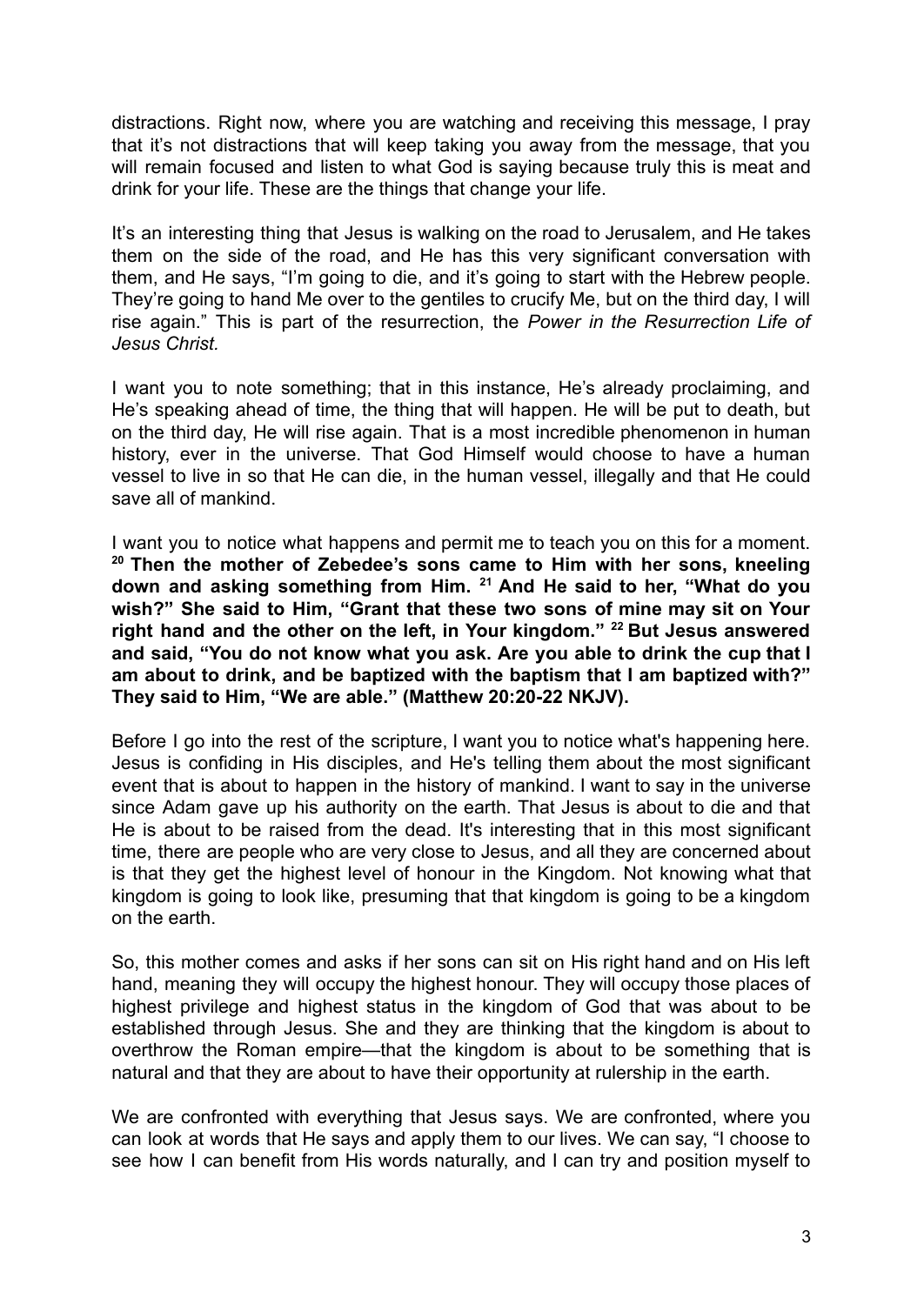distractions. Right now, where you are watching and receiving this message, I pray that it's not distractions that will keep taking you away from the message, that you will remain focused and listen to what God is saying because truly this is meat and drink for your life. These are the things that change your life.

It's an interesting thing that Jesus is walking on the road to Jerusalem, and He takes them on the side of the road, and He has this very significant conversation with them, and He says, "I'm going to die, and it's going to start with the Hebrew people. They're going to hand Me over to the gentiles to crucify Me, but on the third day, I will rise again." This is part of the resurrection, the *Power in the Resurrection Life of Jesus Christ.*

I want you to note something; that in this instance, He's already proclaiming, and He's speaking ahead of time, the thing that will happen. He will be put to death, but on the third day, He will rise again. That is a most incredible phenomenon in human history, ever in the universe. That God Himself would choose to have a human vessel to live in so that He can die, in the human vessel, illegally and that He could save all of mankind.

I want you to notice what happens and permit me to teach you on this for a moment. **[20] Then the mother of Zebedee's sons came to Him with her sons, kneeling down and asking something from Him. [21] And He said to her, "What do you wish?" She said to Him, "Grant that these two sons of mine may sit on Your right hand and the other on the left, in Your kingdom." [22] But Jesus answered and said, "You do not know what you ask. Are you able to drink the cup that I am about to drink, and be baptized with the baptism that I am baptized with?" They said to Him, "We are able." (Matthew 20:20-22 NKJV).**

Before I go into the rest of the scripture, I want you to notice what's happening here. Jesus is confiding in His disciples, and He's telling them about the most significant event that is about to happen in the history of mankind. I want to say in the universe since Adam gave up his authority on the earth. That Jesus is about to die and that He is about to be raised from the dead. It's interesting that in this most significant time, there are people who are very close to Jesus, and all they are concerned about is that they get the highest level of honour in the Kingdom. Not knowing what that kingdom is going to look like, presuming that that kingdom is going to be a kingdom on the earth.

So, this mother comes and asks if her sons can sit on His right hand and on His left hand, meaning they will occupy the highest honour. They will occupy those places of highest privilege and highest status in the kingdom of God that was about to be established through Jesus. She and they are thinking that the kingdom is about to overthrow the Roman empire—that the kingdom is about to be something that is natural and that they are about to have their opportunity at rulership in the earth.

We are confronted with everything that Jesus says. We are confronted, where you can look at words that He says and apply them to our lives. We can say, "I choose to see how I can benefit from His words naturally, and I can try and position myself to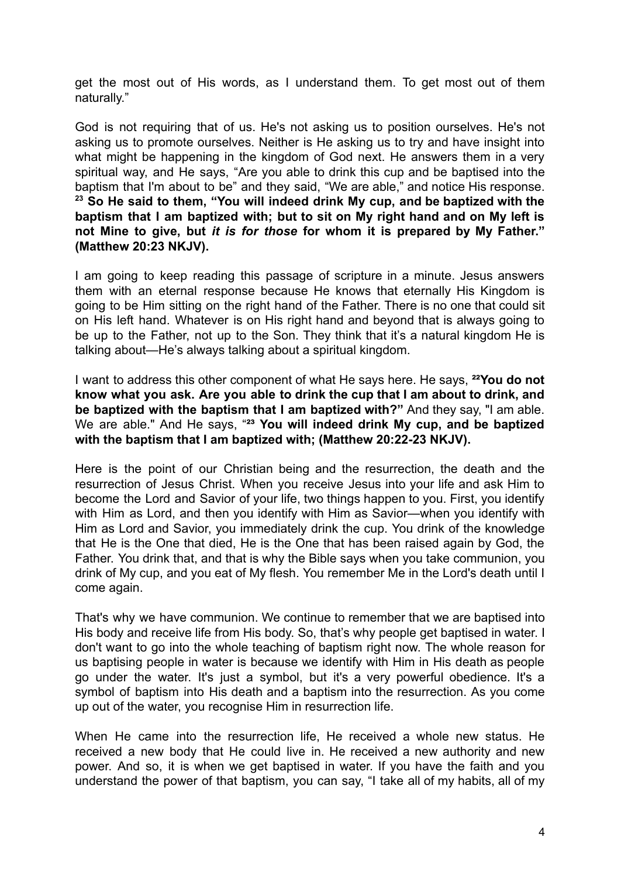get the most out of His words, as I understand them. To get most out of them naturally."

God is not requiring that of us. He's not asking us to position ourselves. He's not asking us to promote ourselves. Neither is He asking us to try and have insight into what might be happening in the kingdom of God next. He answers them in a very spiritual way, and He says, "Are you able to drink this cup and be baptised into the baptism that I'm about to be" and they said, "We are able," and notice His response. **[23] So He said to them, "You will indeed drink My cup, and be baptized with the baptism that I am baptized with; but to sit on My right hand and on My left is not Mine to give, but *it is for those* for whom it is prepared by My Father." (Matthew 20:23 NKJV).**

I am going to keep reading this passage of scripture in a minute. Jesus answers them with an eternal response because He knows that eternally His Kingdom is going to be Him sitting on the right hand of the Father. There is no one that could sit on His left hand. Whatever is on His right hand and beyond that is always going to be up to the Father, not up to the Son. They think that it's a natural kingdom He is talking about—He's always talking about a spiritual kingdom.

I want to address this other component of what He says here. He says, **[22]You do not know what you ask. Are you able to drink the cup that I am about to drink, and be baptized with the baptism that I am baptized with?"** And they say, "I am able. We are able." And He says, "**[23] You will indeed drink My cup, and be baptized with the baptism that I am baptized with; (Matthew 20:22-23 NKJV).**

Here is the point of our Christian being and the resurrection, the death and the resurrection of Jesus Christ. When you receive Jesus into your life and ask Him to become the Lord and Savior of your life, two things happen to you. First, you identify with Him as Lord, and then you identify with Him as Savior—when you identify with Him as Lord and Savior, you immediately drink the cup. You drink of the knowledge that He is the One that died, He is the One that has been raised again by God, the Father. You drink that, and that is why the Bible says when you take communion, you drink of My cup, and you eat of My flesh. You remember Me in the Lord's death until I come again.

That's why we have communion. We continue to remember that we are baptised into His body and receive life from His body. So, that's why people get baptised in water. I don't want to go into the whole teaching of baptism right now. The whole reason for us baptising people in water is because we identify with Him in His death as people go under the water. It's just a symbol, but it's a very powerful obedience. It's a symbol of baptism into His death and a baptism into the resurrection. As you come up out of the water, you recognise Him in resurrection life.

When He came into the resurrection life, He received a whole new status. He received a new body that He could live in. He received a new authority and new power. And so, it is when we get baptised in water. If you have the faith and you understand the power of that baptism, you can say, "I take all of my habits, all of my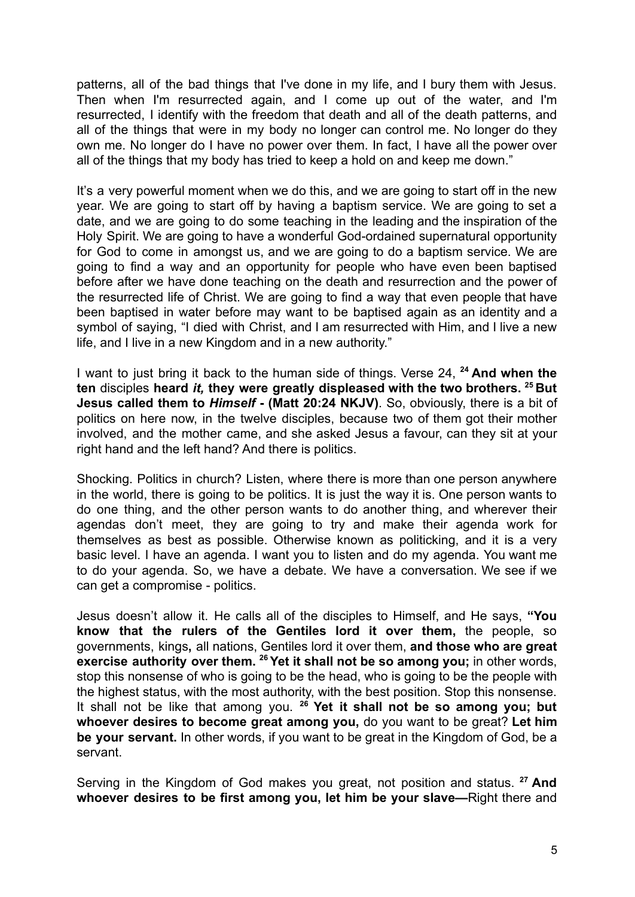patterns, all of the bad things that I've done in my life, and I bury them with Jesus. Then when I'm resurrected again, and I come up out of the water, and I'm resurrected, I identify with the freedom that death and all of the death patterns, and all of the things that were in my body no longer can control me. No longer do they own me. No longer do I have no power over them. In fact, I have all the power over all of the things that my body has tried to keep a hold on and keep me down."

It's a very powerful moment when we do this, and we are going to start off in the new year. We are going to start off by having a baptism service. We are going to set a date, and we are going to do some teaching in the leading and the inspiration of the Holy Spirit. We are going to have a wonderful God-ordained supernatural opportunity for God to come in amongst us, and we are going to do a baptism service. We are going to find a way and an opportunity for people who have even been baptised before after we have done teaching on the death and resurrection and the power of the resurrected life of Christ. We are going to find a way that even people that have been baptised in water before may want to be baptised again as an identity and a symbol of saying, "I died with Christ, and I am resurrected with Him, and I live a new life, and I live in a new Kingdom and in a new authority."

I want to just bring it back to the human side of things. Verse 24, [24] **And when the ten** disciples **heard** ***it,*** **they were greatly displeased with the two brothers.** [25] **But Jesus called them to** ***Himself*** **- (Matt 20:24 NKJV)**. So, obviously, there is a bit of politics on here now, in the twelve disciples, because two of them got their mother involved, and the mother came, and she asked Jesus a favour, can they sit at your right hand and the left hand? And there is politics.

Shocking. Politics in church? Listen, where there is more than one person anywhere in the world, there is going to be politics. It is just the way it is. One person wants to do one thing, and the other person wants to do another thing, and wherever their agendas don't meet, they are going to try and make their agenda work for themselves as best as possible. Otherwise known as politicking, and it is a very basic level. I have an agenda. I want you to listen and do my agenda. You want me to do your agenda. So, we have a debate. We have a conversation. We see if we can get a compromise - politics.

Jesus doesn't allow it. He calls all of the disciples to Himself, and He says, **"You know that the rulers of the Gentiles lord it over them,** the people, so governments, kings**,** all nations, Gentiles lord it over them, **and those who are great exercise authority over them.** [26] **Yet it shall not be so among you;** in other words, stop this nonsense of who is going to be the head, who is going to be the people with the highest status, with the most authority, with the best position. Stop this nonsense. It shall not be like that among you. [26] **Yet it shall not be so among you; but whoever desires to become great among you,** do you want to be great? **Let him be your servant.** In other words, if you want to be great in the Kingdom of God, be a servant.

Serving in the Kingdom of God makes you great, not position and status. [27] **And whoever desires to be first among you, let him be your slave—**Right there and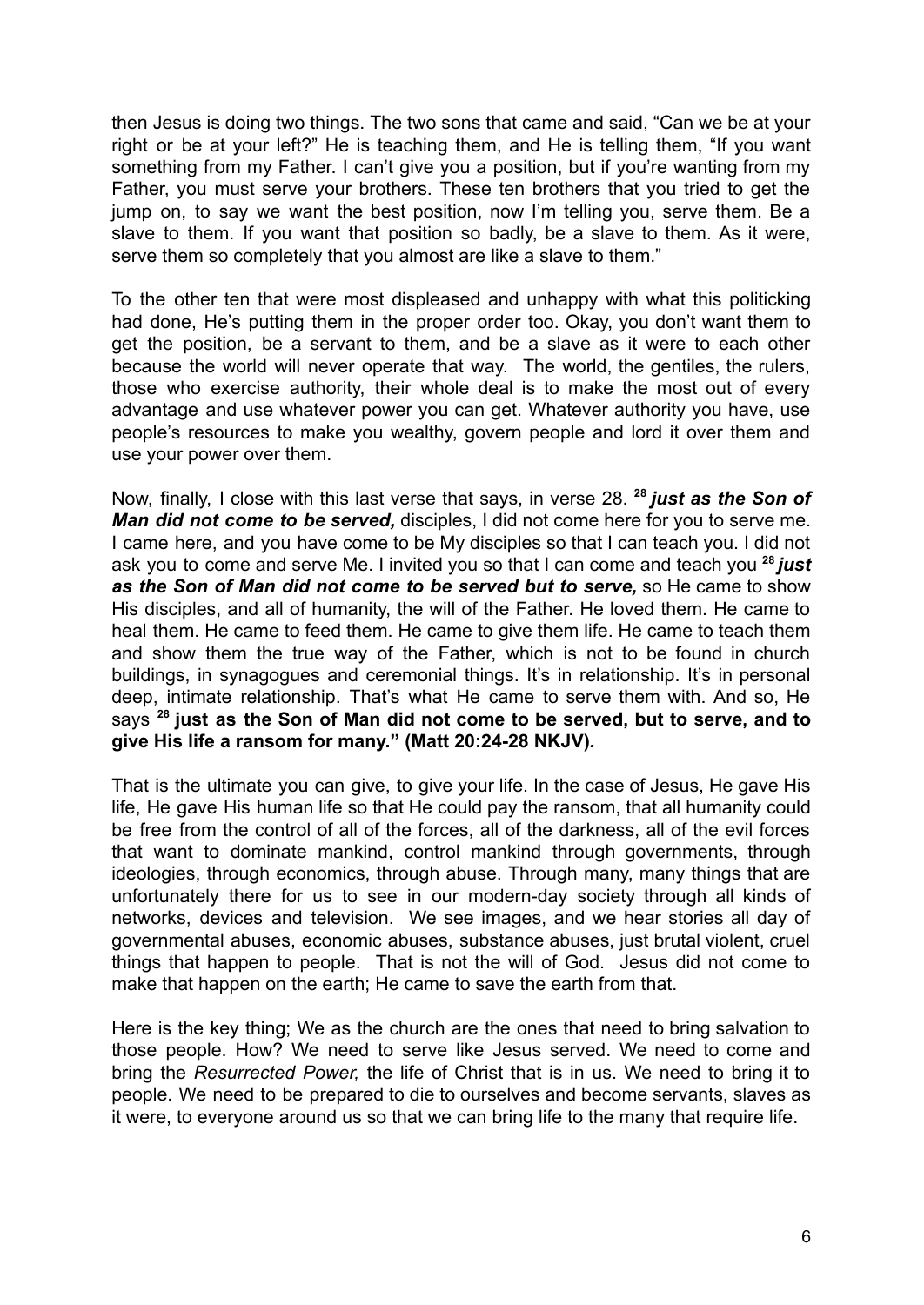then Jesus is doing two things. The two sons that came and said, "Can we be at your right or be at your left?" He is teaching them, and He is telling them, "If you want something from my Father. I can't give you a position, but if you're wanting from my Father, you must serve your brothers. These ten brothers that you tried to get the jump on, to say we want the best position, now I'm telling you, serve them. Be a slave to them. If you want that position so badly, be a slave to them. As it were, serve them so completely that you almost are like a slave to them."

To the other ten that were most displeased and unhappy with what this politicking had done, He's putting them in the proper order too. Okay, you don't want them to get the position, be a servant to them, and be a slave as it were to each other because the world will never operate that way. The world, the gentiles, the rulers, those who exercise authority, their whole deal is to make the most out of every advantage and use whatever power you can get. Whatever authority you have, use people's resources to make you wealthy, govern people and lord it over them and use your power over them.

Now, finally, I close with this last verse that says, in verse 28. **[28]** ***just as the Son of Man did not come to be served,*** disciples, I did not come here for you to serve me. I came here, and you have come to be My disciples so that I can teach you. I did not ask you to come and serve Me. I invited you so that I can come and teach you **[28]** ***just as the Son of Man did not come to be served but to serve,*** so He came to show His disciples, and all of humanity, the will of the Father. He loved them. He came to heal them. He came to feed them. He came to give them life. He came to teach them and show them the true way of the Father, which is not to be found in church buildings, in synagogues and ceremonial things. It's in relationship. It's in personal deep, intimate relationship. That's what He came to serve them with. And so, He says **[28] just as the Son of Man did not come to be served, but to serve, and to give His life a ransom for many." (Matt 20:24-28 NKJV)***.*

That is the ultimate you can give, to give your life. In the case of Jesus, He gave His life, He gave His human life so that He could pay the ransom, that all humanity could be free from the control of all of the forces, all of the darkness, all of the evil forces that want to dominate mankind, control mankind through governments, through ideologies, through economics, through abuse. Through many, many things that are unfortunately there for us to see in our modern-day society through all kinds of networks, devices and television. We see images, and we hear stories all day of governmental abuses, economic abuses, substance abuses, just brutal violent, cruel things that happen to people. That is not the will of God. Jesus did not come to make that happen on the earth; He came to save the earth from that.

Here is the key thing; We as the church are the ones that need to bring salvation to those people. How? We need to serve like Jesus served. We need to come and bring the *Resurrected Power,* the life of Christ that is in us. We need to bring it to people. We need to be prepared to die to ourselves and become servants, slaves as it were, to everyone around us so that we can bring life to the many that require life.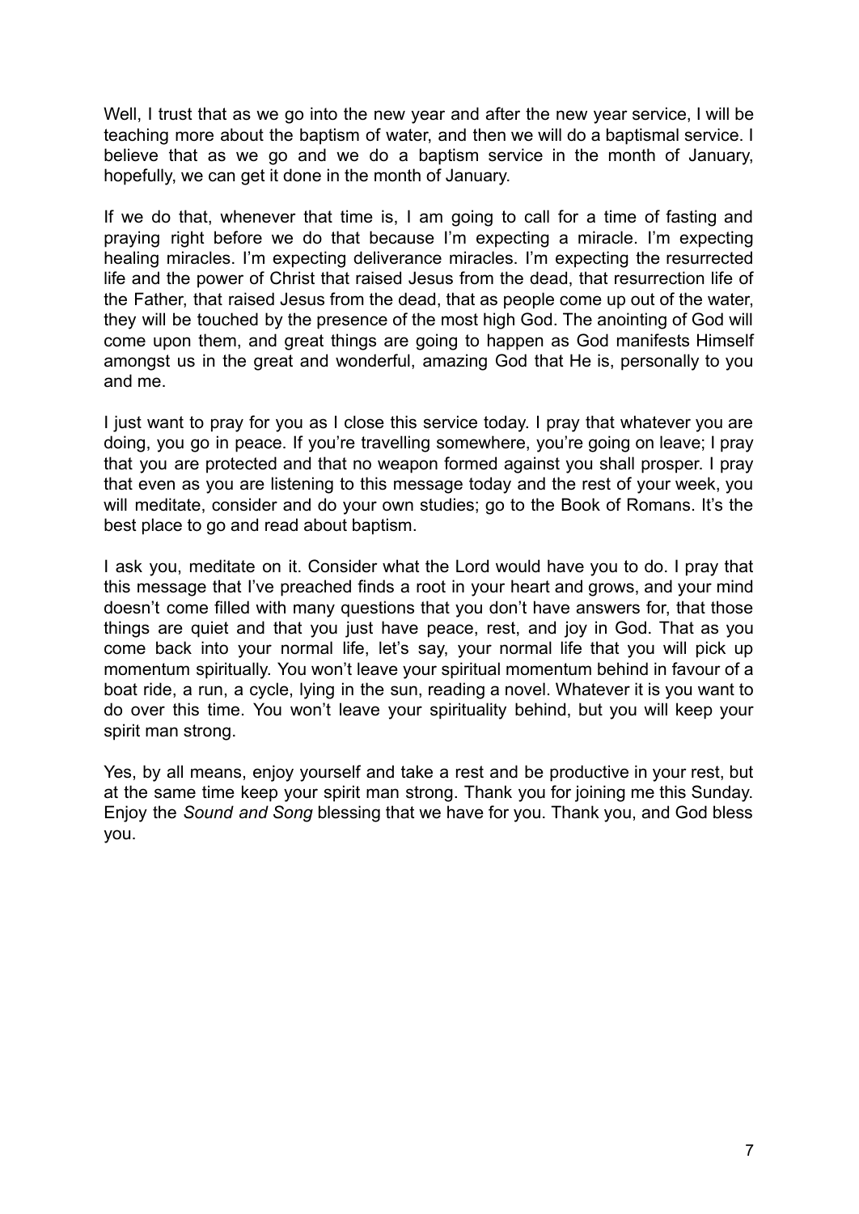Well, I trust that as we go into the new year and after the new year service, I will be teaching more about the baptism of water, and then we will do a baptismal service. I believe that as we go and we do a baptism service in the month of January, hopefully, we can get it done in the month of January.

If we do that, whenever that time is, I am going to call for a time of fasting and praying right before we do that because I'm expecting a miracle. I'm expecting healing miracles. I'm expecting deliverance miracles. I'm expecting the resurrected life and the power of Christ that raised Jesus from the dead, that resurrection life of the Father, that raised Jesus from the dead, that as people come up out of the water, they will be touched by the presence of the most high God. The anointing of God will come upon them, and great things are going to happen as God manifests Himself amongst us in the great and wonderful, amazing God that He is, personally to you and me.

I just want to pray for you as I close this service today. I pray that whatever you are doing, you go in peace. If you're travelling somewhere, you're going on leave; I pray that you are protected and that no weapon formed against you shall prosper. I pray that even as you are listening to this message today and the rest of your week, you will meditate, consider and do your own studies; go to the Book of Romans. It's the best place to go and read about baptism.

I ask you, meditate on it. Consider what the Lord would have you to do. I pray that this message that I've preached finds a root in your heart and grows, and your mind doesn't come filled with many questions that you don't have answers for, that those things are quiet and that you just have peace, rest, and joy in God. That as you come back into your normal life, let's say, your normal life that you will pick up momentum spiritually. You won't leave your spiritual momentum behind in favour of a boat ride, a run, a cycle, lying in the sun, reading a novel. Whatever it is you want to do over this time. You won't leave your spirituality behind, but you will keep your spirit man strong.

Yes, by all means, enjoy yourself and take a rest and be productive in your rest, but at the same time keep your spirit man strong. Thank you for joining me this Sunday. Enjoy the *Sound and Song* blessing that we have for you. Thank you, and God bless you.